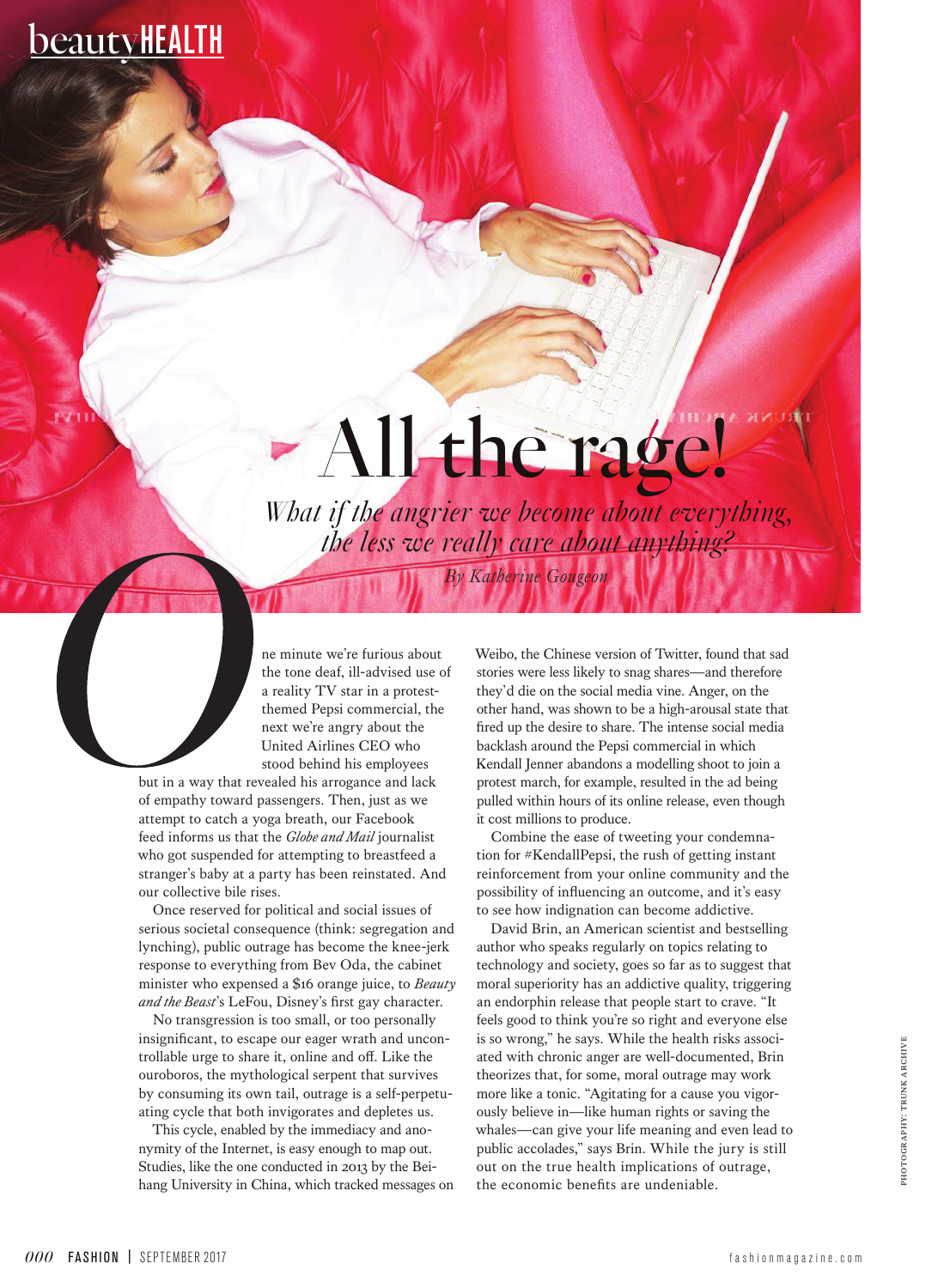# All the rage!

*What if the angrier we become about everything, the less we really care about anything?*

*By Katherine Gougeon*

One minute we're furious about the tone deaf, ill-advised use of a reality TV star in a protest-themed Pepsi commercial, the next we're angry about the United Airlines CEO who stood behind his employees but in a way that revealed his arrogance and lack of empathy toward passengers. Then, just as we attempt to catch a yoga breath, our Facebook feed informs us that the *Globe and Mail* journalist who got suspended for attempting to breastfeed a stranger's baby at a party has been reinstated. And our collective bile rises.

Once reserved for political and social issues of serious societal consequence (think: segregation and lynching), public outrage has become the knee-jerk response to everything from Bev Oda, the cabinet minister who expensed a $16 orange juice, to *Beauty and the Beast*'s LeFou, Disney's first gay character.

No transgression is too small, or too personally insignificant, to escape our eager wrath and uncontrollable urge to share it, online and off. Like the ouroboros, the mythological serpent that survives by consuming its own tail, outrage is a self-perpetuating cycle that both invigorates and depletes us.

This cycle, enabled by the immediacy and anonymity of the Internet, is easy enough to map out. Studies, like the one conducted in 2013 by the Beihang University in China, which tracked messages on Weibo, the Chinese version of Twitter, found that sad stories were less likely to snag shares—and therefore they'd die on the social media vine. Anger, on the other hand, was shown to be a high-arousal state that fired up the desire to share. The intense social media backlash around the Pepsi commercial in which Kendall Jenner abandons a modelling shoot to join a protest march, for example, resulted in the ad being pulled within hours of its online release, even though it cost millions to produce.

Combine the ease of tweeting your condemnation for #KendallPepsi, the rush of getting instant reinforcement from your online community and the possibility of influencing an outcome, and it's easy to see how indignation can become addictive.

David Brin, an American scientist and bestselling author who speaks regularly on topics relating to technology and society, goes so far as to suggest that moral superiority has an addictive quality, triggering an endorphin release that people start to crave. "It feels good to think you're so right and everyone else is so wrong," he says. While the health risks associated with chronic anger are well-documented, Brin theorizes that, for some, moral outrage may work more like a tonic. "Agitating for a cause you vigorously believe in—like human rights or saving the whales—can give your life meaning and even lead to public accolades," says Brin. While the jury is still out on the true health implications of outrage, the economic benefits are undeniable.

PHOTOGRAPHY: TRUNK ARCHIVE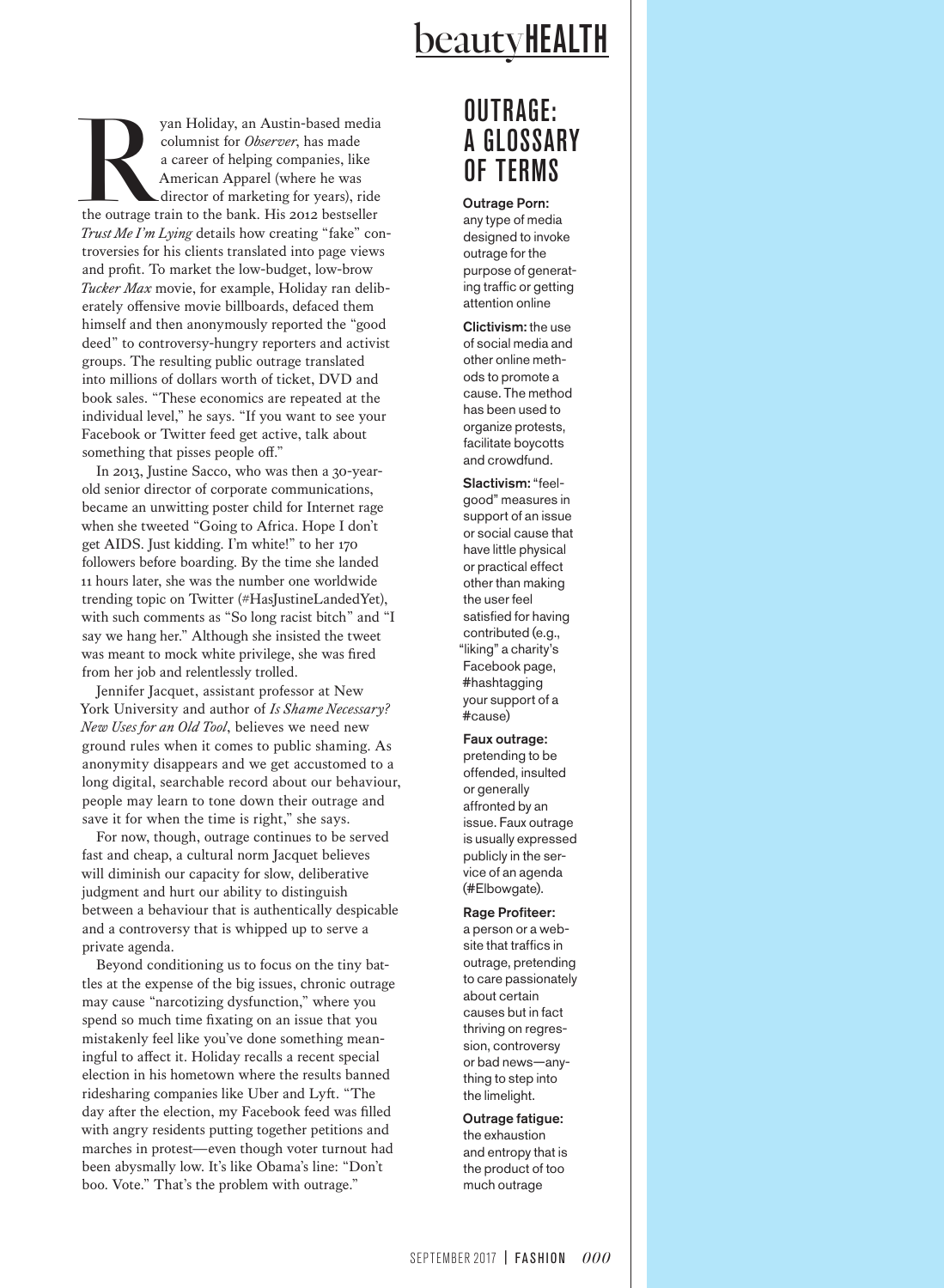Ryan Holiday, an Austin-based media columnist for *Observer*, has made a career of helping companies, like American Apparel (where he was director of marketing for years), ride the outrage train to the bank. His 2012 bestseller *Trust Me I'm Lying* details how creating "fake" controversies for his clients translated into page views and profit. To market the low-budget, low-brow *Tucker Max* movie, for example, Holiday ran deliberately offensive movie billboards, defaced them himself and then anonymously reported the "good deed" to controversy-hungry reporters and activist groups. The resulting public outrage translated into millions of dollars worth of ticket, DVD and book sales. "These economics are repeated at the individual level," he says. "If you want to see your Facebook or Twitter feed get active, talk about something that pisses people off."

In 2013, Justine Sacco, who was then a 30-year-old senior director of corporate communications, became an unwitting poster child for Internet rage when she tweeted "Going to Africa. Hope I don't get AIDS. Just kidding. I'm white!" to her 170 followers before boarding. By the time she landed 11 hours later, she was the number one worldwide trending topic on Twitter (#HasJustineLandedYet), with such comments as "So long racist bitch" and "I say we hang her." Although she insisted the tweet was meant to mock white privilege, she was fired from her job and relentlessly trolled.

Jennifer Jacquet, assistant professor at New York University and author of *Is Shame Necessary? New Uses for an Old Tool*, believes we need new ground rules when it comes to public shaming. As anonymity disappears and we get accustomed to a long digital, searchable record about our behaviour, people may learn to tone down their outrage and save it for when the time is right," she says.

For now, though, outrage continues to be served fast and cheap, a cultural norm Jacquet believes will diminish our capacity for slow, deliberative judgment and hurt our ability to distinguish between a behaviour that is authentically despicable and a controversy that is whipped up to serve a private agenda.

Beyond conditioning us to focus on the tiny battles at the expense of the big issues, chronic outrage may cause "narcotizing dysfunction," where you spend so much time fixating on an issue that you mistakenly feel like you've done something meaningful to affect it. Holiday recalls a recent special election in his hometown where the results banned ridesharing companies like Uber and Lyft. "The day after the election, my Facebook feed was filled with angry residents putting together petitions and marches in protest—even though voter turnout had been abysmally low. It's like Obama's line: "Don't boo. Vote." That's the problem with outrage."

## OUTRAGE: A GLOSSARY OF TERMS

**Outrage Porn:** any type of media designed to invoke outrage for the purpose of generating traffic or getting attention online

**Clictivism:** the use of social media and other online methods to promote a cause. The method has been used to organize protests, facilitate boycotts and crowdfund.

**Slactivism:** "feel-good" measures in support of an issue or social cause that have little physical or practical effect other than making the user feel satisfied for having contributed (e.g., "liking" a charity's Facebook page, #hashtagging your support of a #cause)

**Faux outrage:** pretending to be offended, insulted or generally affronted by an issue. Faux outrage is usually expressed publicly in the service of an agenda (#Elbowgate).

**Rage Profiteer:** a person or a website that traffics in outrage, pretending to care passionately about certain causes but in fact thriving on regression, controversy or bad news—anything to step into the limelight.

**Outrage fatigue:** the exhaustion and entropy that is the product of too much outrage